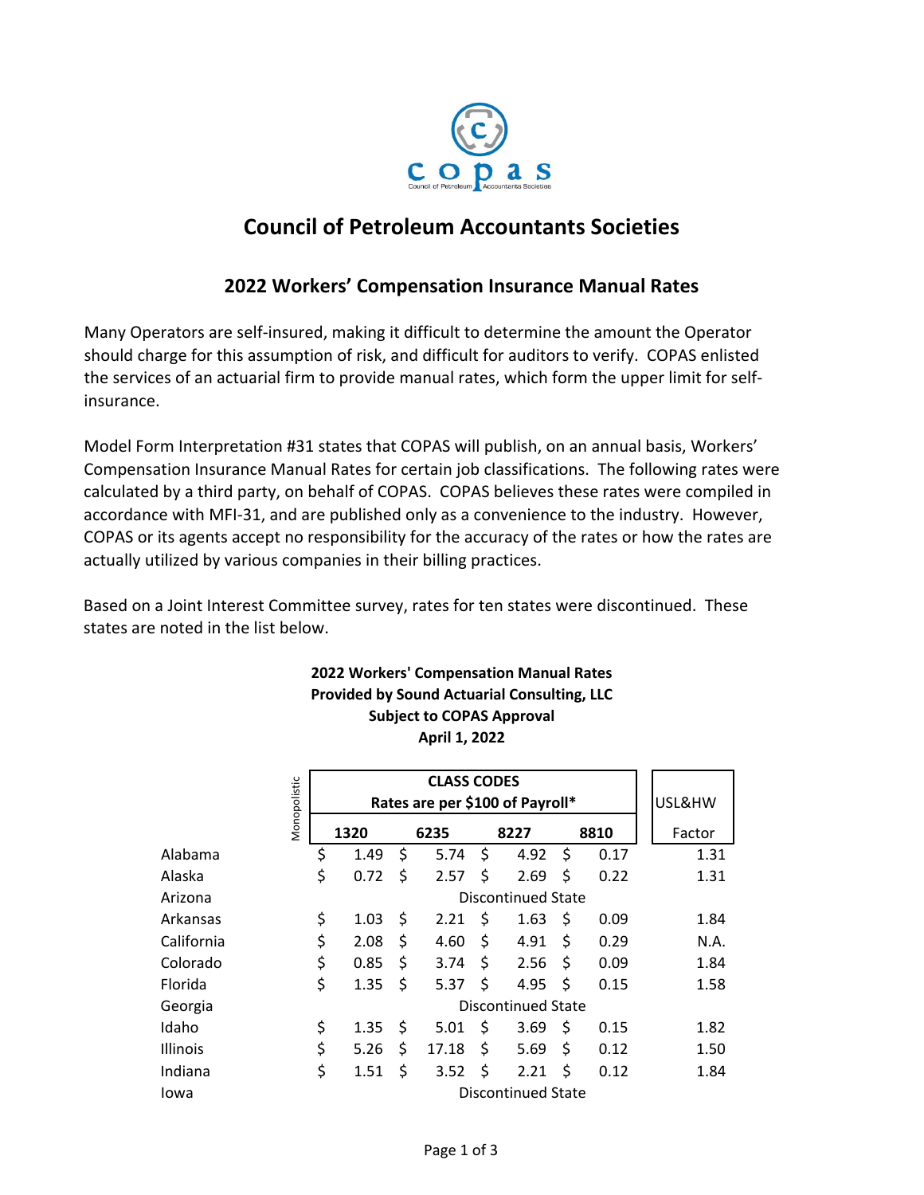# Council of Petroleum Accountants Societies

## 2022 Workers' Compensation Insurance Manual Rates

Many Operators are self-insured, making it difficult to determine the amount the Operator should charge for this assumption of risk, and difficult for auditors to verify. COPAS enlisted the services of an actuarial firm to provide manual rates, which form the upper limit for self-insurance.

Model Form Interpretation #31 states that COPAS will publish, on an annual basis, Workers' Compensation Insurance Manual Rates for certain job classifications. The following rates were calculated by a third party, on behalf of COPAS. COPAS believes these rates were compiled in accordance with MFI-31, and are published only as a convenience to the industry. However, COPAS or its agents accept no responsibility for the accuracy of the rates or how the rates are actually utilized by various companies in their billing practices.

Based on a Joint Interest Committee survey, rates for ten states were discontinued. These states are noted in the list below.

**2022 Workers' Compensation Manual Rates**
**Provided by Sound Actuarial Consulting, LLC**
**Subject to COPAS Approval**
**April 1, 2022**

| | Monopolistic | CLASS CODES Rates are per $100 of Payroll* | | | | USL&HW |
|---|---|---|---|---|---|---|
| | | 1320 | 6235 | 8227 | 8810 | Factor |
| Alabama | | $ 1.49 | $ 5.74 | $ 4.92 | $ 0.17 | 1.31 |
| Alaska | | $ 0.72 | $ 2.57 | $ 2.69 | $ 0.22 | 1.31 |
| Arizona | | Discontinued State | | | | |
| Arkansas | | $ 1.03 | $ 2.21 | $ 1.63 | $ 0.09 | 1.84 |
| California | | $ 2.08 | $ 4.60 | $ 4.91 | $ 0.29 | N.A. |
| Colorado | | $ 0.85 | $ 3.74 | $ 2.56 | $ 0.09 | 1.84 |
| Florida | | $ 1.35 | $ 5.37 | $ 4.95 | $ 0.15 | 1.58 |
| Georgia | | Discontinued State | | | | |
| Idaho | | $ 1.35 | $ 5.01 | $ 3.69 | $ 0.15 | 1.82 |
| Illinois | | $ 5.26 | $ 17.18 | $ 5.69 | $ 0.12 | 1.50 |
| Indiana | | $ 1.51 | $ 3.52 | $ 2.21 | $ 0.12 | 1.84 |
| Iowa | | Discontinued State | | | | |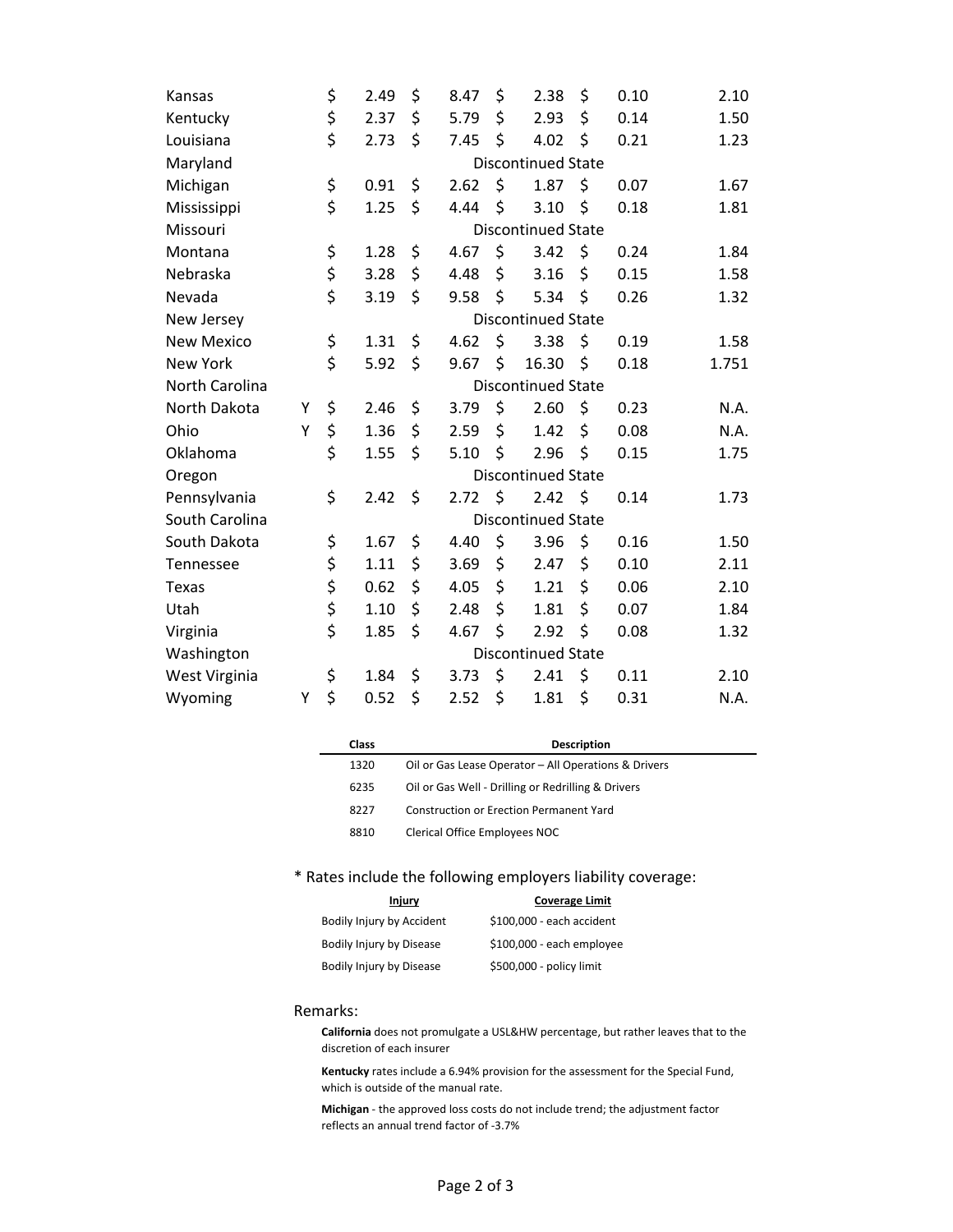| | | | | | | |
|---|---|---|---|---|---|---|
| Kansas | | $ 2.49 | $ 8.47 | $ 2.38 | $ 0.10 | 2.10 |
| Kentucky | | $ 2.37 | $ 5.79 | $ 2.93 | $ 0.14 | 1.50 |
| Louisiana | | $ 2.73 | $ 7.45 | $ 4.02 | $ 0.21 | 1.23 |
| Maryland | | | | Discontinued State | | |
| Michigan | | $ 0.91 | $ 2.62 | $ 1.87 | $ 0.07 | 1.67 |
| Mississippi | | $ 1.25 | $ 4.44 | $ 3.10 | $ 0.18 | 1.81 |
| Missouri | | | | Discontinued State | | |
| Montana | | $ 1.28 | $ 4.67 | $ 3.42 | $ 0.24 | 1.84 |
| Nebraska | | $ 3.28 | $ 4.48 | $ 3.16 | $ 0.15 | 1.58 |
| Nevada | | $ 3.19 | $ 9.58 | $ 5.34 | $ 0.26 | 1.32 |
| New Jersey | | | | Discontinued State | | |
| New Mexico | | $ 1.31 | $ 4.62 | $ 3.38 | $ 0.19 | 1.58 |
| New York | | $ 5.92 | $ 9.67 | $ 16.30 | $ 0.18 | 1.751 |
| North Carolina | | | | Discontinued State | | |
| North Dakota | Y | $ 2.46 | $ 3.79 | $ 2.60 | $ 0.23 | N.A. |
| Ohio | Y | $ 1.36 | $ 2.59 | $ 1.42 | $ 0.08 | N.A. |
| Oklahoma | | $ 1.55 | $ 5.10 | $ 2.96 | $ 0.15 | 1.75 |
| Oregon | | | | Discontinued State | | |
| Pennsylvania | | $ 2.42 | $ 2.72 | $ 2.42 | $ 0.14 | 1.73 |
| South Carolina | | | | Discontinued State | | |
| South Dakota | | $ 1.67 | $ 4.40 | $ 3.96 | $ 0.16 | 1.50 |
| Tennessee | | $ 1.11 | $ 3.69 | $ 2.47 | $ 0.10 | 2.11 |
| Texas | | $ 0.62 | $ 4.05 | $ 1.21 | $ 0.06 | 2.10 |
| Utah | | $ 1.10 | $ 2.48 | $ 1.81 | $ 0.07 | 1.84 |
| Virginia | | $ 1.85 | $ 4.67 | $ 2.92 | $ 0.08 | 1.32 |
| Washington | | | | Discontinued State | | |
| West Virginia | | $ 1.84 | $ 3.73 | $ 2.41 | $ 0.11 | 2.10 |
| Wyoming | Y | $ 0.52 | $ 2.52 | $ 1.81 | $ 0.31 | N.A. |

| Class | Description |
|---|---|
| 1320 | Oil or Gas Lease Operator – All Operations & Drivers |
| 6235 | Oil or Gas Well - Drilling or Redrilling & Drivers |
| 8227 | Construction or Erection Permanent Yard |
| 8810 | Clerical Office Employees NOC |

* Rates include the following employers liability coverage:

| Injury | Coverage Limit |
|---|---|
| Bodily Injury by Accident | $100,000 - each accident |
| Bodily Injury by Disease | $100,000 - each employee |
| Bodily Injury by Disease | $500,000 - policy limit |

Remarks:

**California** does not promulgate a USL&HW percentage, but rather leaves that to the discretion of each insurer

**Kentucky** rates include a 6.94% provision for the assessment for the Special Fund, which is outside of the manual rate.

**Michigan** - the approved loss costs do not include trend; the adjustment factor reflects an annual trend factor of -3.7%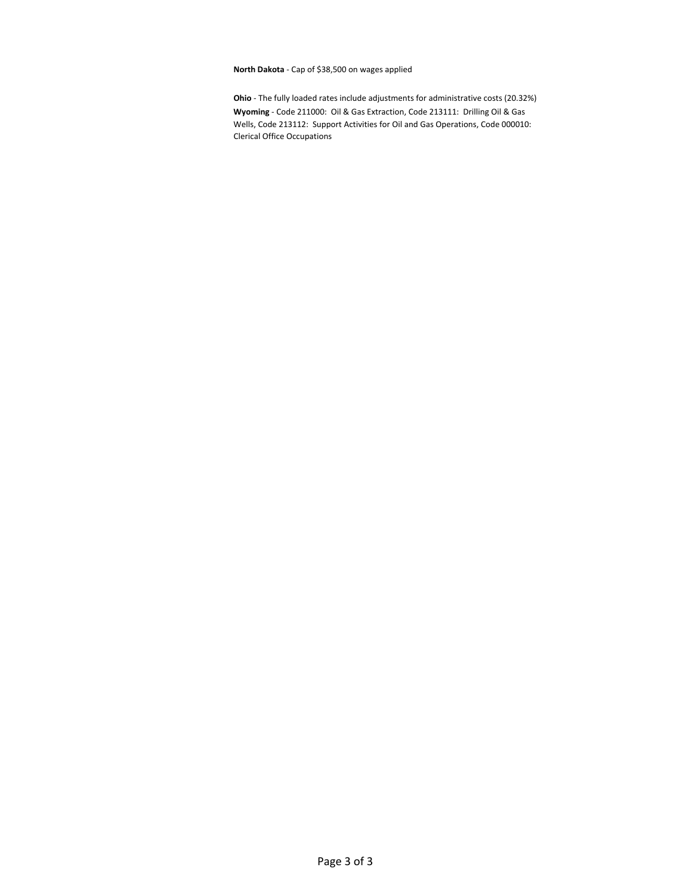**North Dakota** - Cap of $38,500 on wages applied

**Ohio** - The fully loaded rates include adjustments for administrative costs (20.32%)

**Wyoming** - Code 211000: Oil & Gas Extraction, Code 213111: Drilling Oil & Gas Wells, Code 213112: Support Activities for Oil and Gas Operations, Code 000010: Clerical Office Occupations